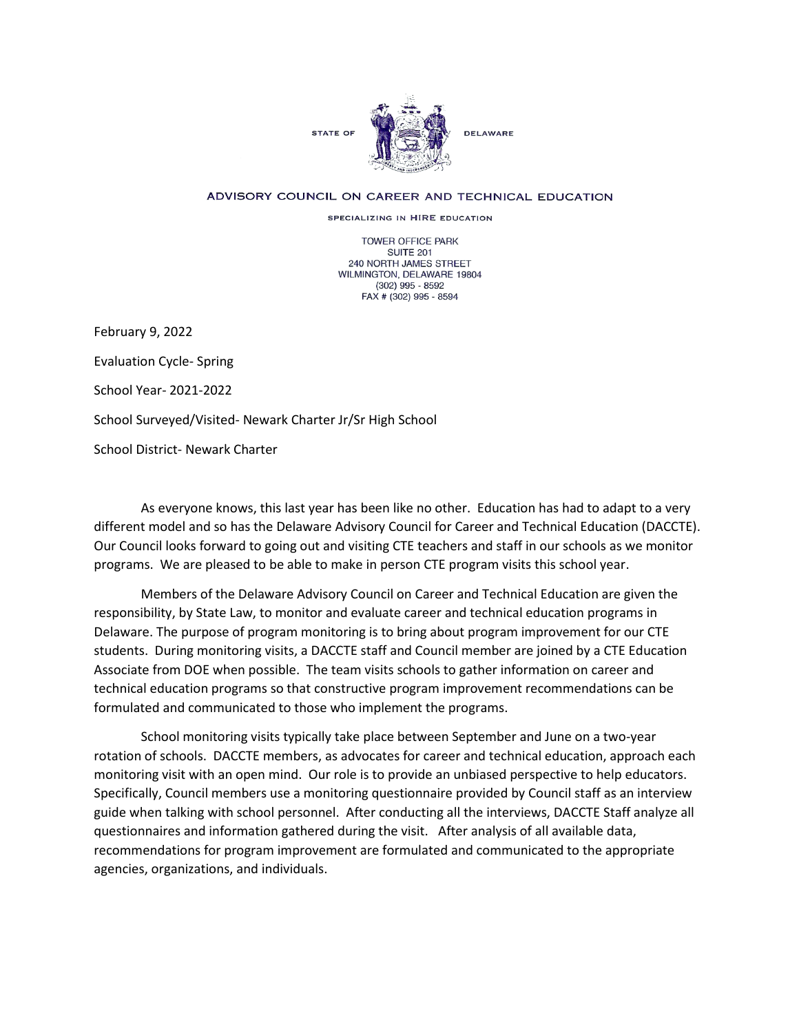STATE OF DELAWARE

ADVISORY COUNCIL ON CAREER AND TECHNICAL EDUCATION

SPECIALIZING IN HIRE EDUCATION

TOWER OFFICE PARK
SUITE 201
240 NORTH JAMES STREET
WILMINGTON, DELAWARE 19804
(302) 995 - 8592
FAX # (302) 995 - 8594

February 9, 2022

Evaluation Cycle- Spring

School Year- 2021-2022

School Surveyed/Visited- Newark Charter Jr/Sr High School

School District- Newark Charter

As everyone knows, this last year has been like no other. Education has had to adapt to a very different model and so has the Delaware Advisory Council for Career and Technical Education (DACCTE). Our Council looks forward to going out and visiting CTE teachers and staff in our schools as we monitor programs. We are pleased to be able to make in person CTE program visits this school year.

Members of the Delaware Advisory Council on Career and Technical Education are given the responsibility, by State Law, to monitor and evaluate career and technical education programs in Delaware. The purpose of program monitoring is to bring about program improvement for our CTE students. During monitoring visits, a DACCTE staff and Council member are joined by a CTE Education Associate from DOE when possible. The team visits schools to gather information on career and technical education programs so that constructive program improvement recommendations can be formulated and communicated to those who implement the programs.

School monitoring visits typically take place between September and June on a two-year rotation of schools. DACCTE members, as advocates for career and technical education, approach each monitoring visit with an open mind. Our role is to provide an unbiased perspective to help educators. Specifically, Council members use a monitoring questionnaire provided by Council staff as an interview guide when talking with school personnel. After conducting all the interviews, DACCTE Staff analyze all questionnaires and information gathered during the visit. After analysis of all available data, recommendations for program improvement are formulated and communicated to the appropriate agencies, organizations, and individuals.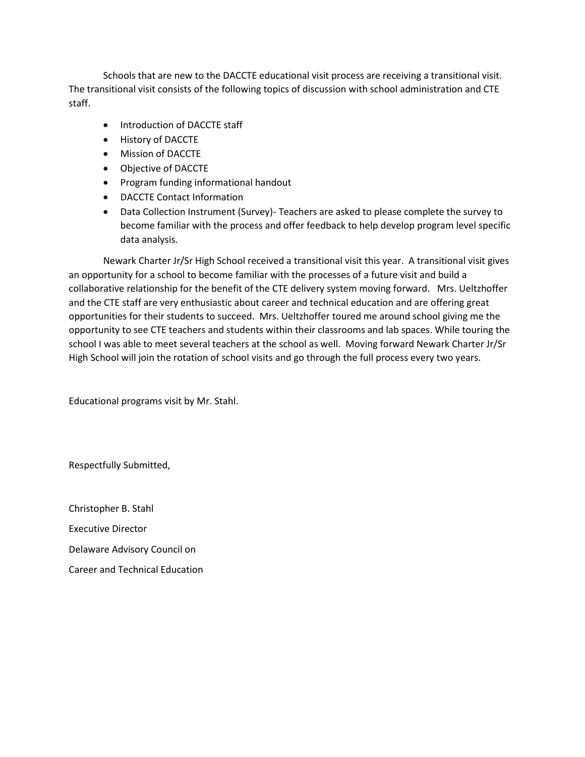Schools that are new to the DACCTE educational visit process are receiving a transitional visit. The transitional visit consists of the following topics of discussion with school administration and CTE staff.

- Introduction of DACCTE staff
- History of DACCTE
- Mission of DACCTE
- Objective of DACCTE
- Program funding informational handout
- DACCTE Contact Information
- Data Collection Instrument (Survey)- Teachers are asked to please complete the survey to become familiar with the process and offer feedback to help develop program level specific data analysis.

Newark Charter Jr/Sr High School received a transitional visit this year. A transitional visit gives an opportunity for a school to become familiar with the processes of a future visit and build a collaborative relationship for the benefit of the CTE delivery system moving forward. Mrs. Ueltzhoffer and the CTE staff are very enthusiastic about career and technical education and are offering great opportunities for their students to succeed. Mrs. Ueltzhoffer toured me around school giving me the opportunity to see CTE teachers and students within their classrooms and lab spaces. While touring the school I was able to meet several teachers at the school as well. Moving forward Newark Charter Jr/Sr High School will join the rotation of school visits and go through the full process every two years.

Educational programs visit by Mr. Stahl.

Respectfully Submitted,

Christopher B. Stahl

Executive Director

Delaware Advisory Council on

Career and Technical Education